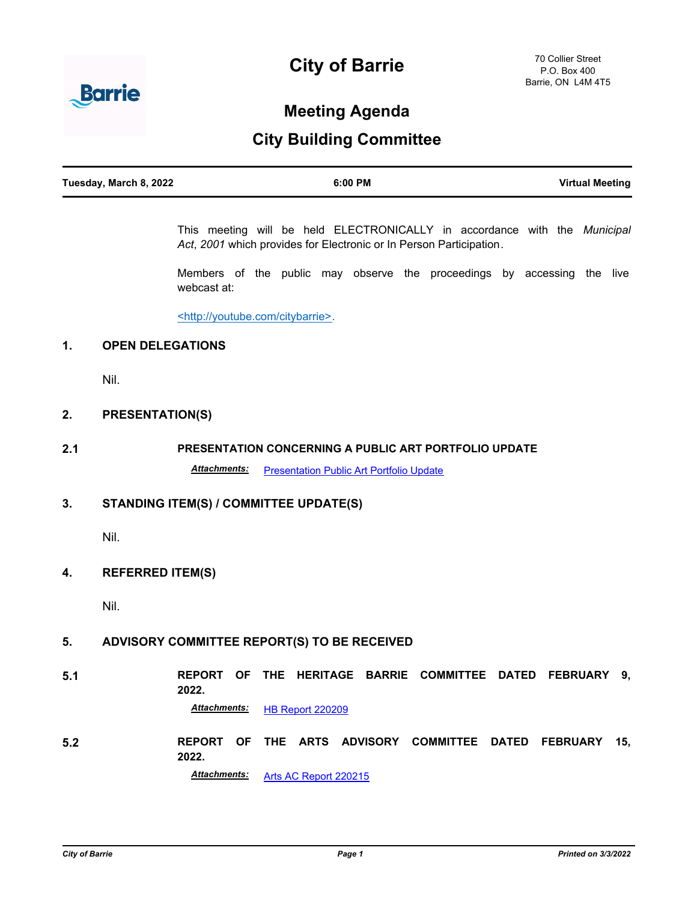# City of Barrie

70 Collier Street
P.O. Box 400
Barrie, ON L4M 4T5

## Meeting Agenda

## City Building Committee

| Tuesday, March 8, 2022 | 6:00 PM | Virtual Meeting |
|---|---|---|

This meeting will be held ELECTRONICALLY in accordance with the *Municipal Act*, *2001* which provides for Electronic or In Person Participation.

Members of the public may observe the proceedings by accessing the live webcast at:

<http://youtube.com/citybarrie>.

### 1. OPEN DELEGATIONS

Nil.

### 2. PRESENTATION(S)

**2.1 PRESENTATION CONCERNING A PUBLIC ART PORTFOLIO UPDATE**

***Attachments:*** Presentation Public Art Portfolio Update

### 3. STANDING ITEM(S) / COMMITTEE UPDATE(S)

Nil.

### 4. REFERRED ITEM(S)

Nil.

### 5. ADVISORY COMMITTEE REPORT(S) TO BE RECEIVED

**5.1 REPORT OF THE HERITAGE BARRIE COMMITTEE DATED FEBRUARY 9, 2022.**

***Attachments:*** HB Report 220209

**5.2 REPORT OF THE ARTS ADVISORY COMMITTEE DATED FEBRUARY 15, 2022.**

***Attachments:*** Arts AC Report 220215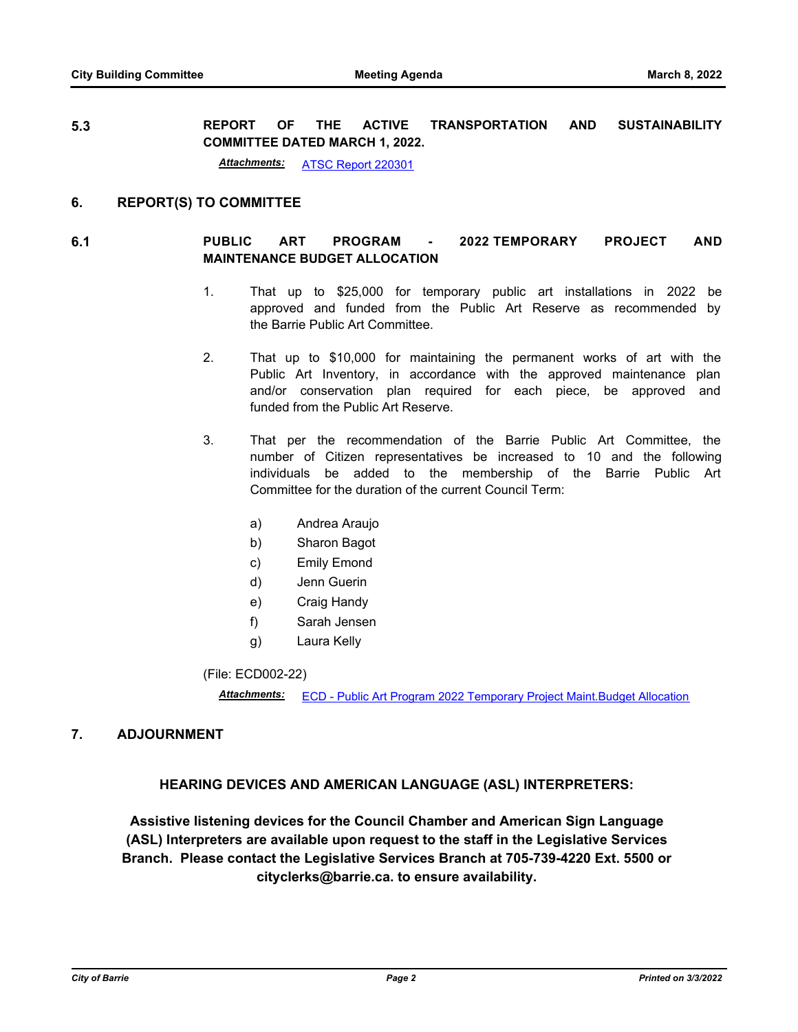### 5.3 REPORT OF THE ACTIVE TRANSPORTATION AND SUSTAINABILITY COMMITTEE DATED MARCH 1, 2022.

***Attachments:*** ATSC Report 220301

## 6. REPORT(S) TO COMMITTEE

### 6.1 PUBLIC ART PROGRAM - 2022 TEMPORARY PROJECT AND MAINTENANCE BUDGET ALLOCATION

1. That up to $25,000 for temporary public art installations in 2022 be approved and funded from the Public Art Reserve as recommended by the Barrie Public Art Committee.

2. That up to $10,000 for maintaining the permanent works of art with the Public Art Inventory, in accordance with the approved maintenance plan and/or conservation plan required for each piece, be approved and funded from the Public Art Reserve.

3. That per the recommendation of the Barrie Public Art Committee, the number of Citizen representatives be increased to 10 and the following individuals be added to the membership of the Barrie Public Art Committee for the duration of the current Council Term:

   a) Andrea Araujo
   b) Sharon Bagot
   c) Emily Emond
   d) Jenn Guerin
   e) Craig Handy
   f) Sarah Jensen
   g) Laura Kelly

(File: ECD002-22)

***Attachments:*** ECD - Public Art Program 2022 Temporary Project Maint.Budget Allocation

## 7. ADJOURNMENT

**HEARING DEVICES AND AMERICAN LANGUAGE (ASL) INTERPRETERS:**

**Assistive listening devices for the Council Chamber and American Sign Language (ASL) Interpreters are available upon request to the staff in the Legislative Services Branch. Please contact the Legislative Services Branch at 705-739-4220 Ext. 5500 or cityclerks@barrie.ca. to ensure availability.**